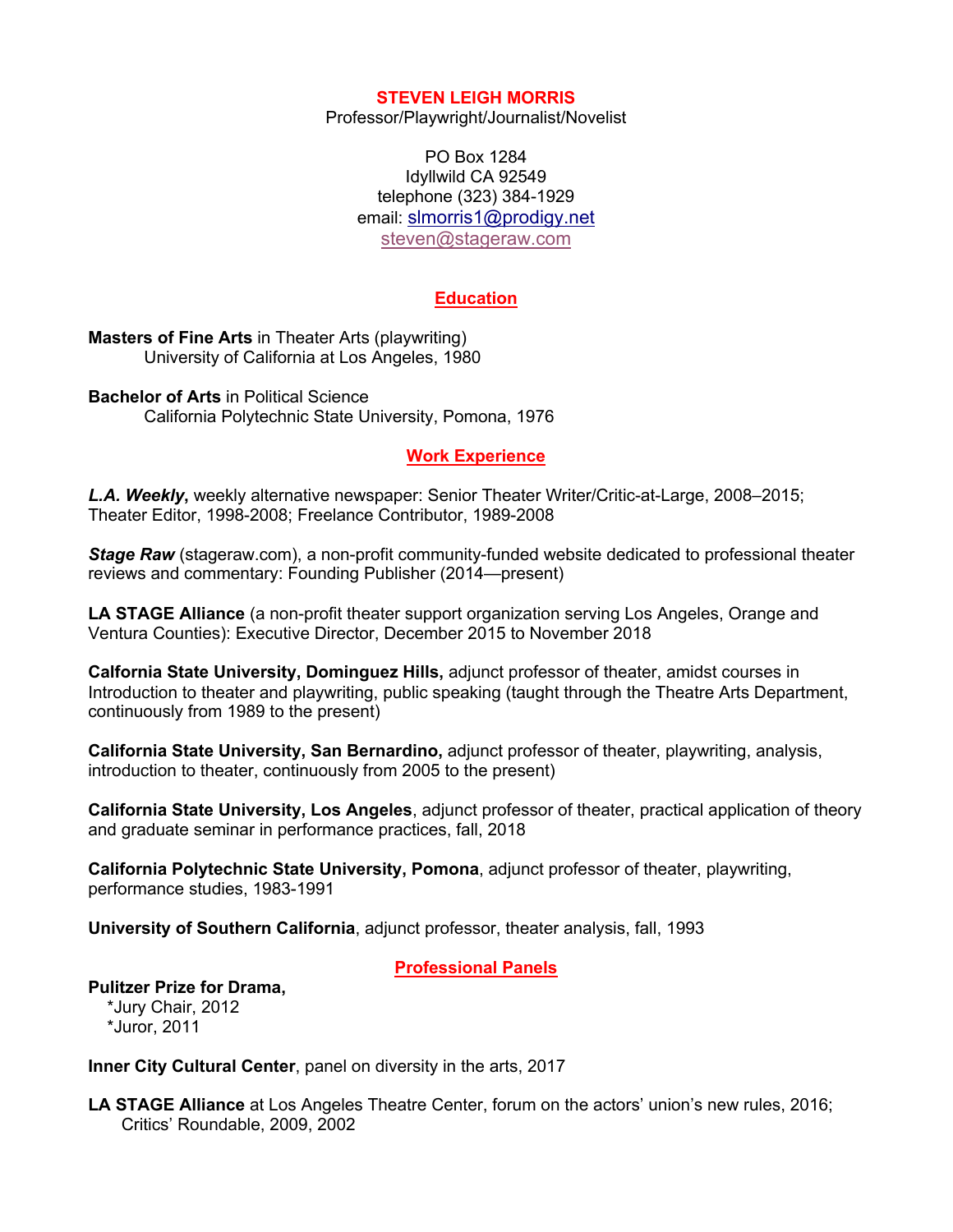# STEVEN LEIGH MORRIS

Professor/Playwright/Journalist/Novelist

PO Box 1284
Idyllwild CA 92549
telephone (323) 384-1929
email: slmorris1@prodigy.net
steven@stageraw.com

## Education

**Masters of Fine Arts** in Theater Arts (playwriting)
University of California at Los Angeles, 1980

**Bachelor of Arts** in Political Science
California Polytechnic State University, Pomona, 1976

## Work Experience

***L.A. Weekly*****,** weekly alternative newspaper: Senior Theater Writer/Critic-at-Large, 2008–2015; Theater Editor, 1998-2008; Freelance Contributor, 1989-2008

***Stage Raw*** (stageraw.com), a non-profit community-funded website dedicated to professional theater reviews and commentary: Founding Publisher (2014—present)

**LA STAGE Alliance** (a non-profit theater support organization serving Los Angeles, Orange and Ventura Counties): Executive Director, December 2015 to November 2018

**Calfornia State University, Dominguez Hills,** adjunct professor of theater, amidst courses in Introduction to theater and playwriting, public speaking (taught through the Theatre Arts Department, continuously from 1989 to the present)

**California State University, San Bernardino,** adjunct professor of theater, playwriting, analysis, introduction to theater, continuously from 2005 to the present)

**California State University, Los Angeles**, adjunct professor of theater, practical application of theory and graduate seminar in performance practices, fall, 2018

**California Polytechnic State University, Pomona**, adjunct professor of theater, playwriting, performance studies, 1983-1991

**University of Southern California**, adjunct professor, theater analysis, fall, 1993

## Professional Panels

**Pulitzer Prize for Drama,**
*Jury Chair, 2012
*Juror, 2011

**Inner City Cultural Center**, panel on diversity in the arts, 2017

**LA STAGE Alliance** at Los Angeles Theatre Center, forum on the actors' union's new rules, 2016;
Critics' Roundable, 2009, 2002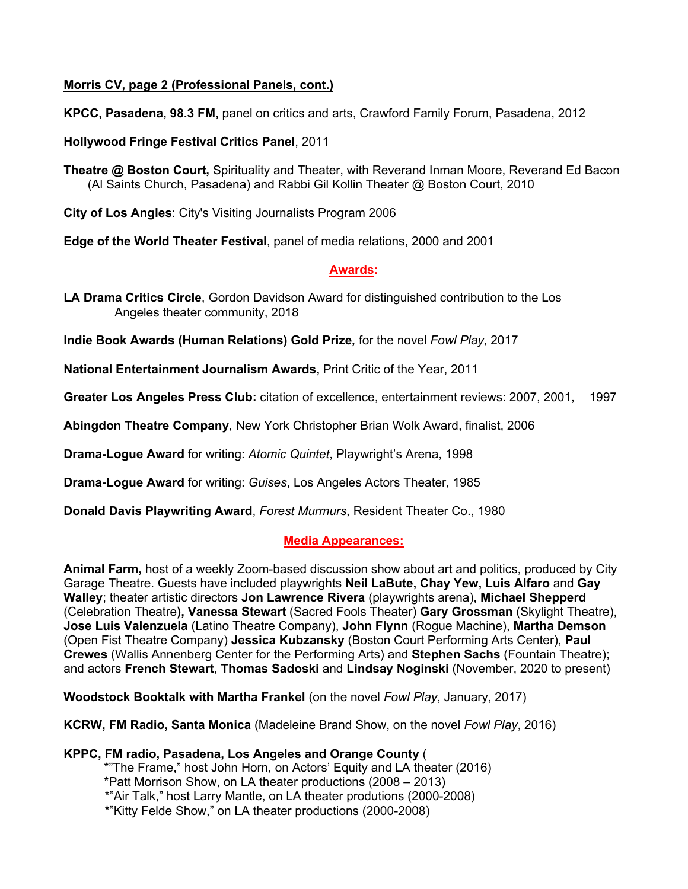**Morris CV, page 2 (Professional Panels, cont.)**

**KPCC, Pasadena, 98.3 FM,** panel on critics and arts, Crawford Family Forum, Pasadena, 2012

**Hollywood Fringe Festival Critics Panel**, 2011

**Theatre @ Boston Court,** Spirituality and Theater, with Reverand Inman Moore, Reverand Ed Bacon (Al Saints Church, Pasadena) and Rabbi Gil Kollin Theater @ Boston Court, 2010

**City of Los Angles**: City's Visiting Journalists Program 2006

**Edge of the World Theater Festival**, panel of media relations, 2000 and 2001

## Awards:

**LA Drama Critics Circle**, Gordon Davidson Award for distinguished contribution to the Los Angeles theater community, 2018

**Indie Book Awards (Human Relations) Gold Prize***,* for the novel *Fowl Play,* 2017

**National Entertainment Journalism Awards,** Print Critic of the Year, 2011

**Greater Los Angeles Press Club:** citation of excellence, entertainment reviews: 2007, 2001, 1997

**Abingdon Theatre Company**, New York Christopher Brian Wolk Award, finalist, 2006

**Drama-Logue Award** for writing: *Atomic Quintet*, Playwright's Arena, 1998

**Drama-Logue Award** for writing: *Guises*, Los Angeles Actors Theater, 1985

**Donald Davis Playwriting Award**, *Forest Murmurs*, Resident Theater Co., 1980

## Media Appearances:

**Animal Farm,** host of a weekly Zoom-based discussion show about art and politics, produced by City Garage Theatre. Guests have included playwrights **Neil LaBute, Chay Yew, Luis Alfaro** and **Gay Walley**; theater artistic directors **Jon Lawrence Rivera** (playwrights arena), **Michael Shepperd** (Celebration Theatre**), Vanessa Stewart** (Sacred Fools Theater) **Gary Grossman** (Skylight Theatre), **Jose Luis Valenzuela** (Latino Theatre Company), **John Flynn** (Rogue Machine), **Martha Demson** (Open Fist Theatre Company) **Jessica Kubzansky** (Boston Court Performing Arts Center), **Paul Crewes** (Wallis Annenberg Center for the Performing Arts) and **Stephen Sachs** (Fountain Theatre); and actors **French Stewart**, **Thomas Sadoski** and **Lindsay Noginski** (November, 2020 to present)

**Woodstock Booktalk with Martha Frankel** (on the novel *Fowl Play*, January, 2017)

**KCRW, FM Radio, Santa Monica** (Madeleine Brand Show, on the novel *Fowl Play*, 2016)

**KPPC, FM radio, Pasadena, Los Angeles and Orange County** (

- *"The Frame," host John Horn, on Actors' Equity and LA theater (2016)
- *Patt Morrison Show, on LA theater productions (2008 – 2013)
- *"Air Talk," host Larry Mantle, on LA theater produtions (2000-2008)
- *"Kitty Felde Show," on LA theater productions (2000-2008)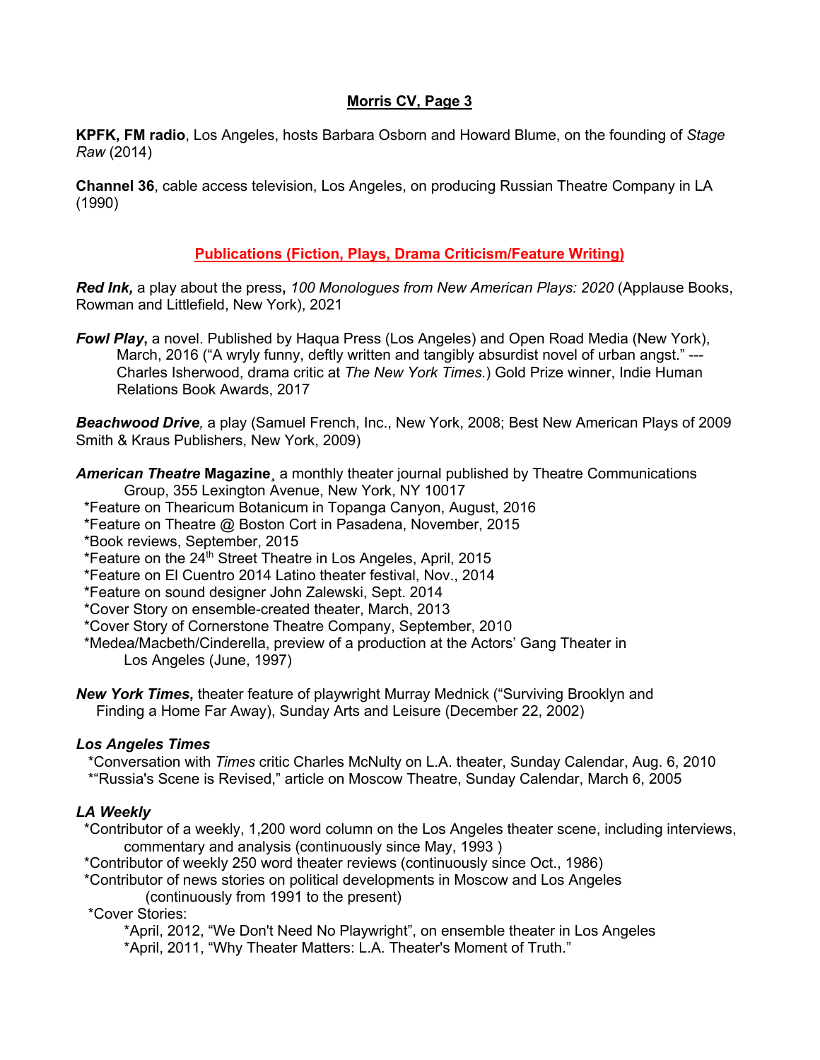**KPFK, FM radio**, Los Angeles, hosts Barbara Osborn and Howard Blume, on the founding of *Stage Raw* (2014)

**Channel 36**, cable access television, Los Angeles, on producing Russian Theatre Company in LA (1990)

## Publications (Fiction, Plays, Drama Criticism/Feature Writing)

***Red Ink,*** a play about the press**,** *100 Monologues from New American Plays: 2020* (Applause Books, Rowman and Littlefield, New York), 2021

***Fowl Play*****,** a novel. Published by Haqua Press (Los Angeles) and Open Road Media (New York), March, 2016 ("A wryly funny, deftly written and tangibly absurdist novel of urban angst." ---Charles Isherwood, drama critic at *The New York Times.*) Gold Prize winner, Indie Human Relations Book Awards, 2017

***Beachwood Drive****,* a play (Samuel French, Inc., New York, 2008; Best New American Plays of 2009 Smith & Kraus Publishers, New York, 2009)

***American Theatre* Magazine**¸ a monthly theater journal published by Theatre Communications Group, 355 Lexington Avenue, New York, NY 10017

*Feature on Thearicum Botanicum in Topanga Canyon, August, 2016
*Feature on Theatre @ Boston Cort in Pasadena, November, 2015
*Book reviews, September, 2015
*Feature on the 24th Street Theatre in Los Angeles, April, 2015
*Feature on El Cuentro 2014 Latino theater festival, Nov., 2014
*Feature on sound designer John Zalewski, Sept. 2014
*Cover Story on ensemble-created theater, March, 2013
*Cover Story of Cornerstone Theatre Company, September, 2010
*Medea/Macbeth/Cinderella, preview of a production at the Actors' Gang Theater in Los Angeles (June, 1997)

***New York Times*****,** theater feature of playwright Murray Mednick ("Surviving Brooklyn and Finding a Home Far Away), Sunday Arts and Leisure (December 22, 2002)

***Los Angeles Times***

*Conversation with *Times* critic Charles McNulty on L.A. theater, Sunday Calendar, Aug. 6, 2010
*"Russia's Scene is Revised," article on Moscow Theatre, Sunday Calendar, March 6, 2005

***LA Weekly***

*Contributor of a weekly, 1,200 word column on the Los Angeles theater scene, including interviews, commentary and analysis (continuously since May, 1993 )
*Contributor of weekly 250 word theater reviews (continuously since Oct., 1986)
*Contributor of news stories on political developments in Moscow and Los Angeles (continuously from 1991 to the present)
*Cover Stories:
  *April, 2012, "We Don't Need No Playwright", on ensemble theater in Los Angeles
  *April, 2011, "Why Theater Matters: L.A. Theater's Moment of Truth."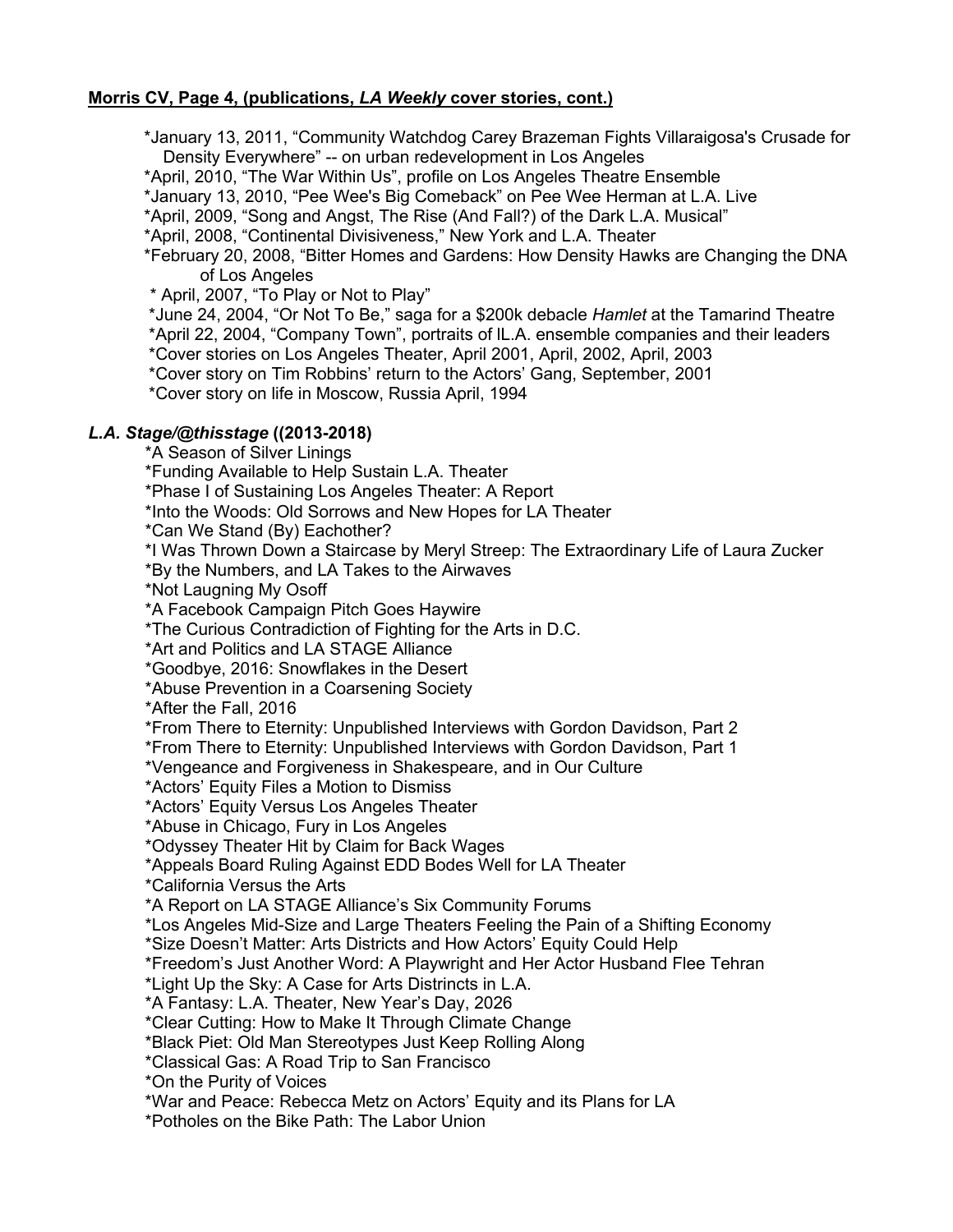**Morris CV, Page 4, (publications, *LA Weekly* cover stories, cont.)**

*January 13, 2011, “Community Watchdog Carey Brazeman Fights Villaraigosa's Crusade for Density Everywhere” -- on urban redevelopment in Los Angeles
*April, 2010, “The War Within Us”, profile on Los Angeles Theatre Ensemble
*January 13, 2010, “Pee Wee's Big Comeback” on Pee Wee Herman at L.A. Live
*April, 2009, “Song and Angst, The Rise (And Fall?) of the Dark L.A. Musical”
*April, 2008, “Continental Divisiveness,” New York and L.A. Theater
*February 20, 2008, “Bitter Homes and Gardens: How Density Hawks are Changing the DNA of Los Angeles
* April, 2007, “To Play or Not to Play”
*June 24, 2004, “Or Not To Be,” saga for a $200k debacle *Hamlet* at the Tamarind Theatre
*April 22, 2004, “Company Town”, portraits of lL.A. ensemble companies and their leaders
*Cover stories on Los Angeles Theater, April 2001, April, 2002, April, 2003
*Cover story on Tim Robbins’ return to the Actors’ Gang, September, 2001
*Cover story on life in Moscow, Russia April, 1994

***L.A. Stage/@thisstage* ((2013-2018)**

*A Season of Silver Linings
*Funding Available to Help Sustain L.A. Theater
*Phase I of Sustaining Los Angeles Theater: A Report
*Into the Woods: Old Sorrows and New Hopes for LA Theater
*Can We Stand (By) Eachother?
*I Was Thrown Down a Staircase by Meryl Streep: The Extraordinary Life of Laura Zucker
*By the Numbers, and LA Takes to the Airwaves
*Not Laugning My Osoff
*A Facebook Campaign Pitch Goes Haywire
*The Curious Contradiction of Fighting for the Arts in D.C.
*Art and Politics and LA STAGE Alliance
*Goodbye, 2016: Snowflakes in the Desert
*Abuse Prevention in a Coarsening Society
*After the Fall, 2016
*From There to Eternity: Unpublished Interviews with Gordon Davidson, Part 2
*From There to Eternity: Unpublished Interviews with Gordon Davidson, Part 1
*Vengeance and Forgiveness in Shakespeare, and in Our Culture
*Actors’ Equity Files a Motion to Dismiss
*Actors’ Equity Versus Los Angeles Theater
*Abuse in Chicago, Fury in Los Angeles
*Odyssey Theater Hit by Claim for Back Wages
*Appeals Board Ruling Against EDD Bodes Well for LA Theater
*California Versus the Arts
*A Report on LA STAGE Alliance’s Six Community Forums
*Los Angeles Mid-Size and Large Theaters Feeling the Pain of a Shifting Economy
*Size Doesn’t Matter: Arts Districts and How Actors’ Equity Could Help
*Freedom’s Just Another Word: A Playwright and Her Actor Husband Flee Tehran
*Light Up the Sky: A Case for Arts Distrincts in L.A.
*A Fantasy: L.A. Theater, New Year’s Day, 2026
*Clear Cutting: How to Make It Through Climate Change
*Black Piet: Old Man Stereotypes Just Keep Rolling Along
*Classical Gas: A Road Trip to San Francisco
*On the Purity of Voices
*War and Peace: Rebecca Metz on Actors’ Equity and its Plans for LA
*Potholes on the Bike Path: The Labor Union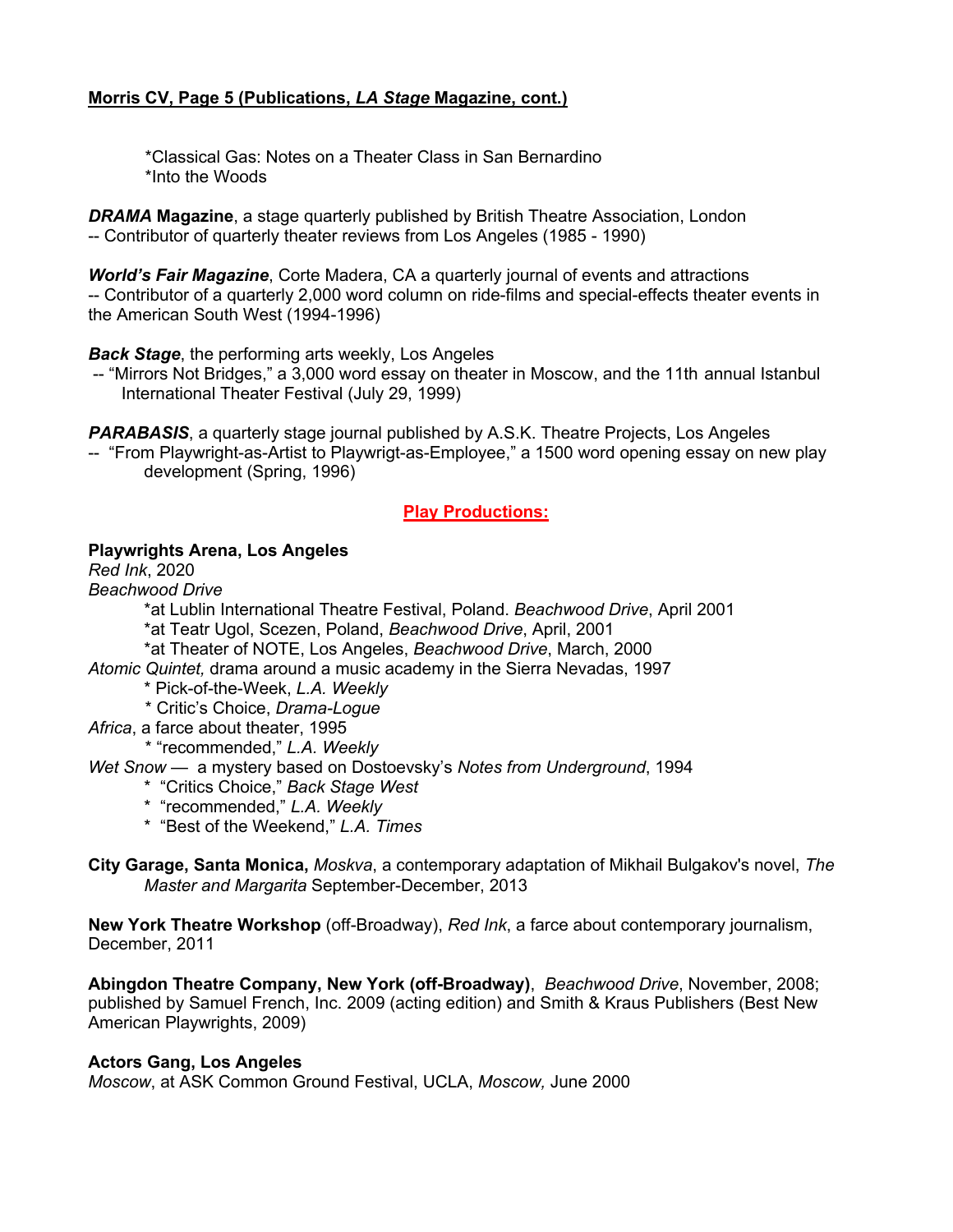*Classical Gas: Notes on a Theater Class in San Bernardino
*Into the Woods

***DRAMA* Magazine**, a stage quarterly published by British Theatre Association, London
-- Contributor of quarterly theater reviews from Los Angeles (1985 - 1990)

***World's Fair Magazine***, Corte Madera, CA a quarterly journal of events and attractions
-- Contributor of a quarterly 2,000 word column on ride-films and special-effects theater events in the American South West (1994-1996)

***Back Stage***, the performing arts weekly, Los Angeles
-- "Mirrors Not Bridges," a 3,000 word essay on theater in Moscow, and the 11th annual Istanbul International Theater Festival (July 29, 1999)

***PARABASIS***, a quarterly stage journal published by A.S.K. Theatre Projects, Los Angeles
-- "From Playwright-as-Artist to Playwrigt-as-Employee," a 1500 word opening essay on new play development (Spring, 1996)

## Play Productions:

**Playwrights Arena, Los Angeles**
*Red Ink*, 2020
*Beachwood Drive*
*at Lublin International Theatre Festival, Poland. *Beachwood Drive*, April 2001
*at Teatr Ugol, Scezen, Poland, *Beachwood Drive*, April, 2001
*at Theater of NOTE, Los Angeles, *Beachwood Drive*, March, 2000
*Atomic Quintet,* drama around a music academy in the Sierra Nevadas, 1997
* Pick-of-the-Week, *L.A. Weekly*
* Critic's Choice, *Drama-Logue*
*Africa*, a farce about theater, 1995
* "recommended," *L.A. Weekly*
*Wet Snow* — a mystery based on Dostoevsky's *Notes from Underground*, 1994
* "Critics Choice," *Back Stage West*
* "recommended," *L.A. Weekly*
* "Best of the Weekend," *L.A. Times*

**City Garage, Santa Monica,** *Moskva*, a contemporary adaptation of Mikhail Bulgakov's novel, *The Master and Margarita* September-December, 2013

**New York Theatre Workshop** (off-Broadway), *Red Ink*, a farce about contemporary journalism, December, 2011

**Abingdon Theatre Company, New York (off-Broadway)**, *Beachwood Drive*, November, 2008; published by Samuel French, Inc. 2009 (acting edition) and Smith & Kraus Publishers (Best New American Playwrights, 2009)

**Actors Gang, Los Angeles**
*Moscow*, at ASK Common Ground Festival, UCLA, *Moscow,* June 2000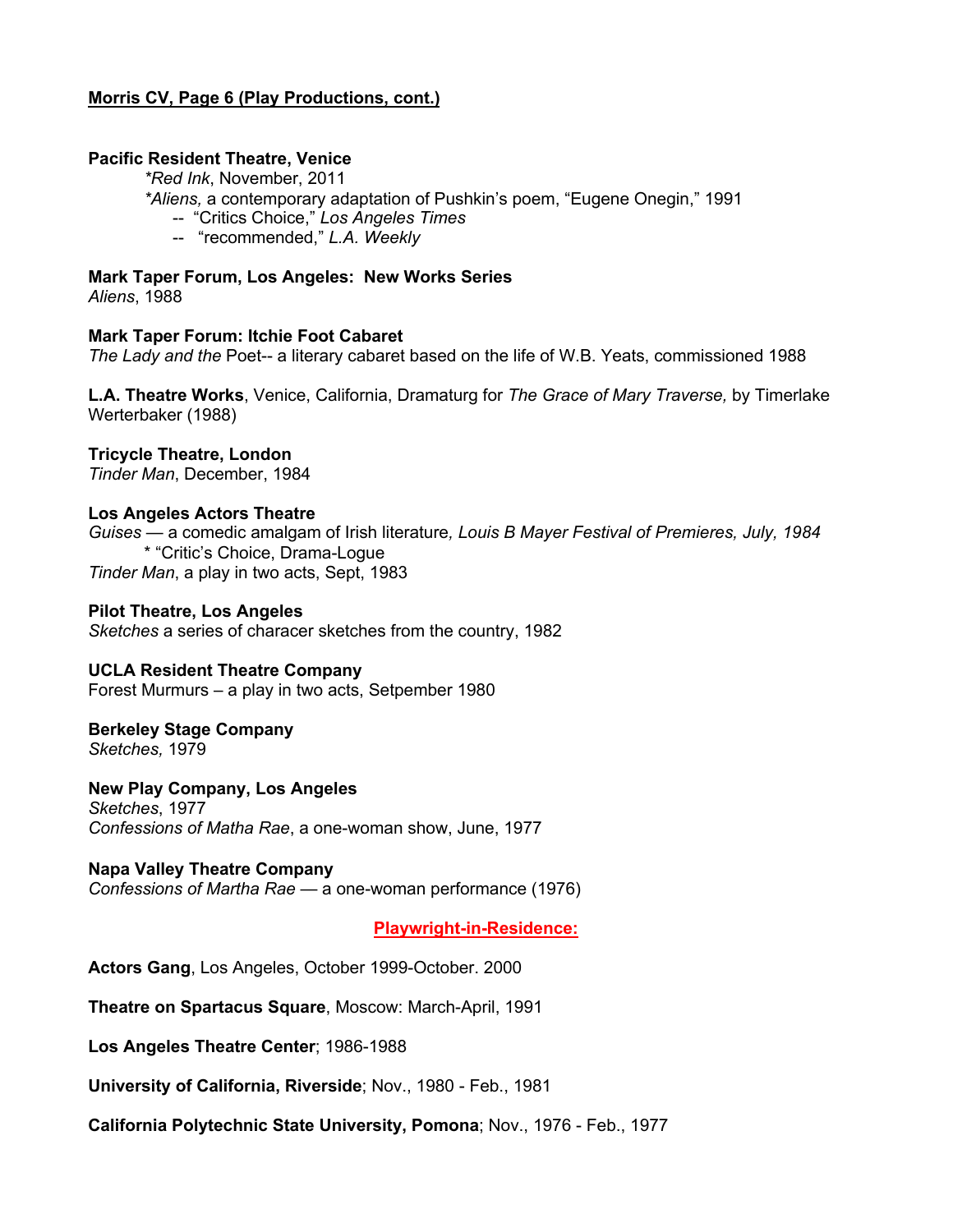**Morris CV, Page 6 (Play Productions, cont.)**

**Pacific Resident Theatre, Venice**

*Red Ink*, November, 2011

*Aliens,* a contemporary adaptation of Pushkin's poem, "Eugene Onegin," 1991

-- "Critics Choice," *Los Angeles Times*

-- "recommended," *L.A. Weekly*

**Mark Taper Forum, Los Angeles: New Works Series**

*Aliens*, 1988

**Mark Taper Forum: Itchie Foot Cabaret**

*The Lady and the* Poet-- a literary cabaret based on the life of W.B. Yeats, commissioned 1988

**L.A. Theatre Works**, Venice, California, Dramaturg for *The Grace of Mary Traverse,* by Timerlake Werterbaker (1988)

**Tricycle Theatre, London**

*Tinder Man*, December, 1984

**Los Angeles Actors Theatre**

*Guises* — a comedic amalgam of Irish literature*, Louis B Mayer Festival of Premieres, July, 1984*

* "Critic's Choice, Drama-Logue

*Tinder Man*, a play in two acts, Sept, 1983

**Pilot Theatre, Los Angeles**

*Sketches* a series of characer sketches from the country, 1982

**UCLA Resident Theatre Company**

Forest Murmurs – a play in two acts, Setpember 1980

**Berkeley Stage Company**

*Sketches,* 1979

**New Play Company, Los Angeles**

*Sketches*, 1977

*Confessions of Matha Rae*, a one-woman show, June, 1977

**Napa Valley Theatre Company**

*Confessions of Martha Rae* — a one-woman performance (1976)

## Playwright-in-Residence:

**Actors Gang**, Los Angeles, October 1999-October. 2000

**Theatre on Spartacus Square**, Moscow: March-April, 1991

**Los Angeles Theatre Center**; 1986-1988

**University of California, Riverside**; Nov., 1980 - Feb., 1981

**California Polytechnic State University, Pomona**; Nov., 1976 - Feb., 1977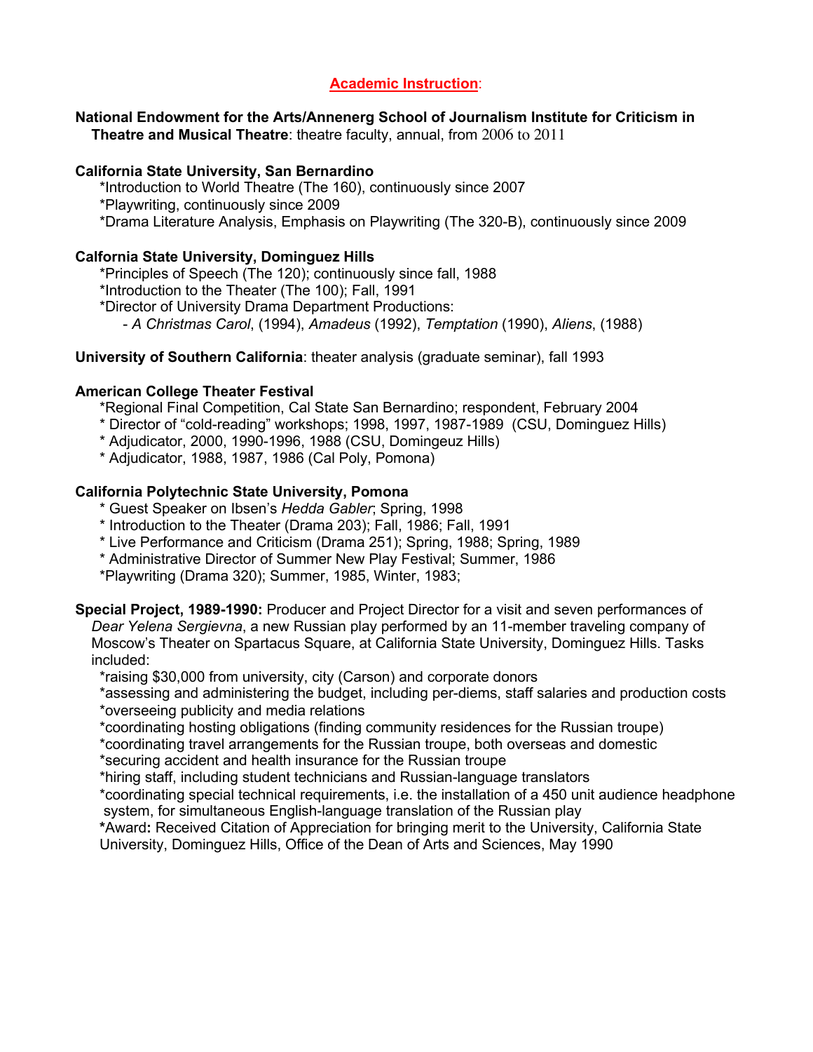## Academic Instruction:

**National Endowment for the Arts/Annenerg School of Journalism Institute for Criticism in Theatre and Musical Theatre**: theatre faculty, annual, from 2006 to 2011

**California State University, San Bernardino**

*Introduction to World Theatre (The 160), continuously since 2007
*Playwriting, continuously since 2009
*Drama Literature Analysis, Emphasis on Playwriting (The 320-B), continuously since 2009

**Calfornia State University, Dominguez Hills**

*Principles of Speech (The 120); continuously since fall, 1988
*Introduction to the Theater (The 100); Fall, 1991
*Director of University Drama Department Productions:
- *A Christmas Carol*, (1994), *Amadeus* (1992), *Temptation* (1990), *Aliens*, (1988)

**University of Southern California**: theater analysis (graduate seminar), fall 1993

**American College Theater Festival**

*Regional Final Competition, Cal State San Bernardino; respondent, February 2004
* Director of "cold-reading" workshops; 1998, 1997, 1987-1989 (CSU, Dominguez Hills)
* Adjudicator, 2000, 1990-1996, 1988 (CSU, Domingeuz Hills)
* Adjudicator, 1988, 1987, 1986 (Cal Poly, Pomona)

**California Polytechnic State University, Pomona**

* Guest Speaker on Ibsen's *Hedda Gabler*; Spring, 1998
* Introduction to the Theater (Drama 203); Fall, 1986; Fall, 1991
* Live Performance and Criticism (Drama 251); Spring, 1988; Spring, 1989
* Administrative Director of Summer New Play Festival; Summer, 1986
*Playwriting (Drama 320); Summer, 1985, Winter, 1983;

**Special Project, 1989-1990:** Producer and Project Director for a visit and seven performances of *Dear Yelena Sergievna*, a new Russian play performed by an 11-member traveling company of Moscow's Theater on Spartacus Square, at California State University, Dominguez Hills. Tasks included:

*raising $30,000 from university, city (Carson) and corporate donors
*assessing and administering the budget, including per-diems, staff salaries and production costs
*overseeing publicity and media relations
*coordinating hosting obligations (finding community residences for the Russian troupe)
*coordinating travel arrangements for the Russian troupe, both overseas and domestic
*securing accident and health insurance for the Russian troupe
*hiring staff, including student technicians and Russian-language translators
*coordinating special technical requirements, i.e. the installation of a 450 unit audience headphone system, for simultaneous English-language translation of the Russian play
***Award:** Received Citation of Appreciation for bringing merit to the University, California State University, Dominguez Hills, Office of the Dean of Arts and Sciences, May 1990